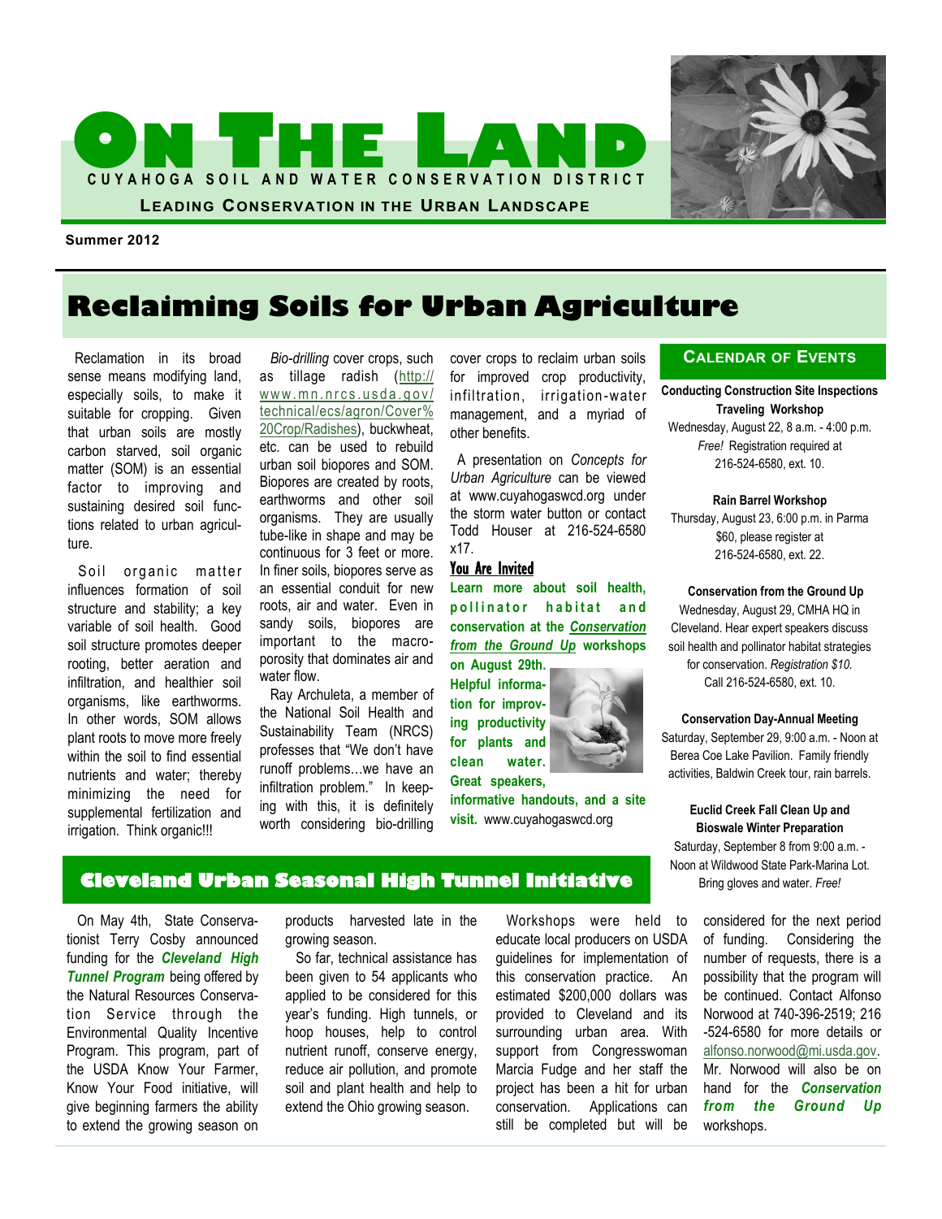# ON THE LAND

CUYAHOGA SOIL AND WATER CONSERVATION DISTRICT

LEADING CONSERVATION IN THE URBAN LANDSCAPE

**Summer 2012**

## Reclaiming Soils for Urban Agriculture

Reclamation in its broad sense means modifying land, especially soils, to make it suitable for cropping. Given that urban soils are mostly carbon starved, soil organic matter (SOM) is an essential factor to improving and sustaining desired soil functions related to urban agriculture.

Soil organic matter influences formation of soil structure and stability; a key variable of soil health. Good soil structure promotes deeper rooting, better aeration and infiltration, and healthier soil organisms, like earthworms. In other words, SOM allows plant roots to move more freely within the soil to find essential nutrients and water; thereby minimizing the need for supplemental fertilization and irrigation. Think organic!!!

*Bio-drilling* cover crops, such as tillage radish (http://www.mn.nrcs.usda.gov/technical/ecs/agron/Cover%20Crop/Radishes), buckwheat, etc. can be used to rebuild urban soil biopores and SOM. Biopores are created by roots, earthworms and other soil organisms. They are usually tube-like in shape and may be continuous for 3 feet or more. In finer soils, biopores serve as an essential conduit for new roots, air and water. Even in sandy soils, biopores are important to the macro-porosity that dominates air and water flow.

Ray Archuleta, a member of the National Soil Health and Sustainability Team (NRCS) professes that "We don't have runoff problems…we have an infiltration problem." In keeping with this, it is definitely worth considering bio-drilling cover crops to reclaim urban soils for improved crop productivity, infiltration, irrigation-water management, and a myriad of other benefits.

A presentation on *Concepts for Urban Agriculture* can be viewed at www.cuyahogaswcd.org under the storm water button or contact Todd Houser at 216-524-6580 x17.

### You Are Invited

**Learn more about soil health, pollinator habitat and conservation at the *Conservation from the Ground Up* workshops on August 29th. Helpful information for improving productivity for plants and clean water. Great speakers, informative handouts, and a site visit.** www.cuyahogaswcd.org

## Calendar of Events

**Conducting Construction Site Inspections Traveling Workshop**
Wednesday, August 22, 8 a.m. - 4:00 p.m.
*Free!* Registration required at 216-524-6580, ext. 10.

**Rain Barrel Workshop**
Thursday, August 23, 6:00 p.m. in Parma
$60, please register at 216-524-6580, ext. 22.

**Conservation from the Ground Up**
Wednesday, August 29, CMHA HQ in Cleveland. Hear expert speakers discuss soil health and pollinator habitat strategies for conservation. *Registration $10.* Call 216-524-6580, ext. 10.

**Conservation Day-Annual Meeting**
Saturday, September 29, 9:00 a.m. - Noon at Berea Coe Lake Pavilion. Family friendly activities, Baldwin Creek tour, rain barrels.

**Euclid Creek Fall Clean Up and Bioswale Winter Preparation**
Saturday, September 8 from 9:00 a.m. - Noon at Wildwood State Park-Marina Lot. Bring gloves and water. *Free!*

## Cleveland Urban Seasonal High Tunnel Initiative

On May 4th, State Conservationist Terry Cosby announced funding for the ***Cleveland High Tunnel Program*** being offered by the Natural Resources Conservation Service through the Environmental Quality Incentive Program. This program, part of the USDA Know Your Farmer, Know Your Food initiative, will give beginning farmers the ability to extend the growing season on products harvested late in the growing season.

So far, technical assistance has been given to 54 applicants who applied to be considered for this year's funding. High tunnels, or hoop houses, help to control nutrient runoff, conserve energy, reduce air pollution, and promote soil and plant health and help to extend the Ohio growing season.

Workshops were held to educate local producers on USDA guidelines for implementation of this conservation practice. An estimated $200,000 dollars was provided to Cleveland and its surrounding urban area. With support from Congresswoman Marcia Fudge and her staff the project has been a hit for urban conservation. Applications can still be completed but will be considered for the next period of funding. Considering the number of requests, there is a possibility that the program will be continued. Contact Alfonso Norwood at 740-396-2519; 216-524-6580 for more details or alfonso.norwood@mi.usda.gov. Mr. Norwood will also be on hand for the ***Conservation from the Ground Up*** workshops.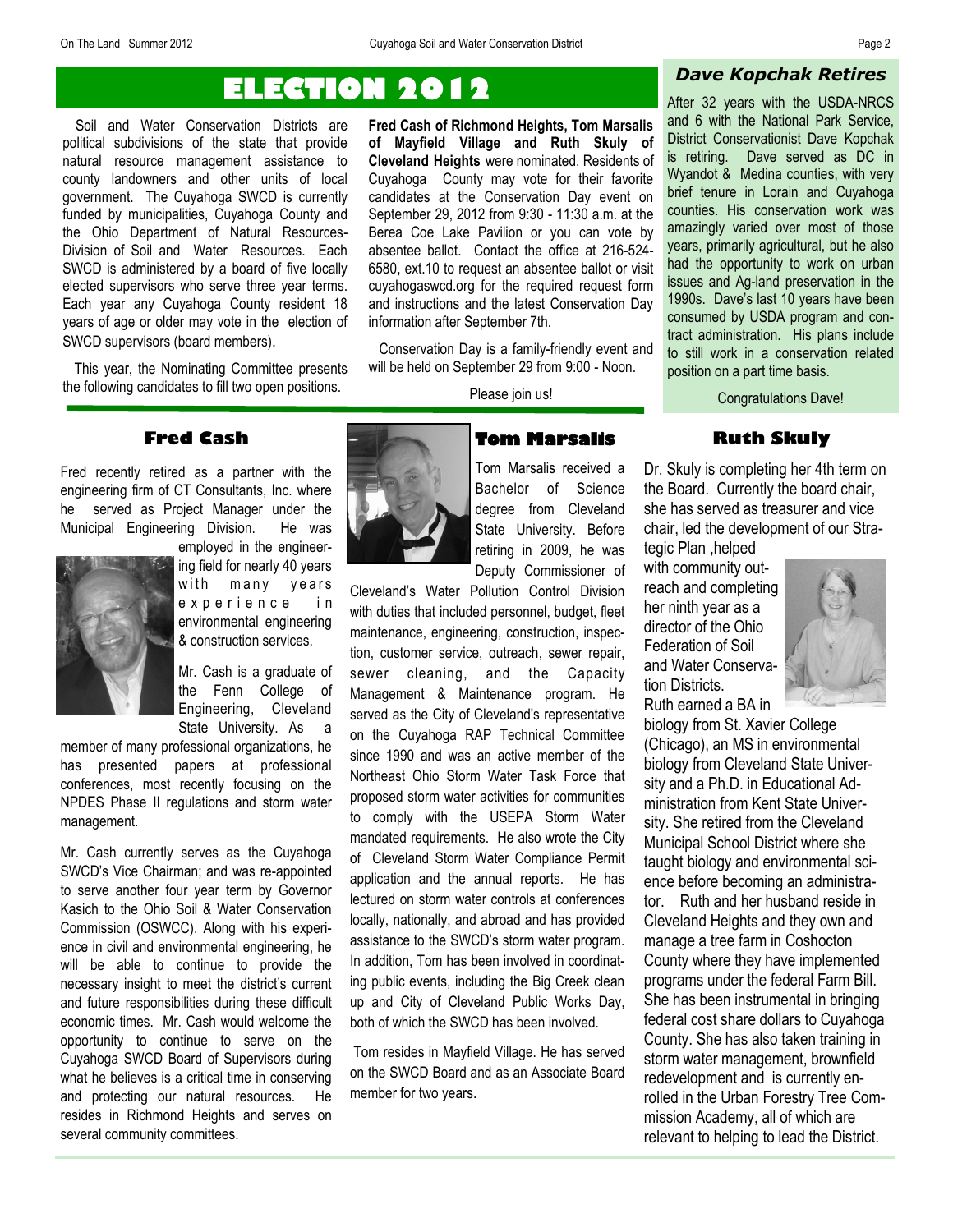# ELECTION 2012

Soil and Water Conservation Districts are political subdivisions of the state that provide natural resource management assistance to county landowners and other units of local government. The Cuyahoga SWCD is currently funded by municipalities, Cuyahoga County and the Ohio Department of Natural Resources-Division of Soil and Water Resources. Each SWCD is administered by a board of five locally elected supervisors who serve three year terms. Each year any Cuyahoga County resident 18 years of age or older may vote in the election of SWCD supervisors (board members).

This year, the Nominating Committee presents the following candidates to fill two open positions.

**Fred Cash of Richmond Heights, Tom Marsalis of Mayfield Village and Ruth Skuly of Cleveland Heights** were nominated. Residents of Cuyahoga County may vote for their favorite candidates at the Conservation Day event on September 29, 2012 from 9:30 - 11:30 a.m. at the Berea Coe Lake Pavilion or you can vote by absentee ballot. Contact the office at 216-524-6580, ext.10 to request an absentee ballot or visit cuyahogaswcd.org for the required request form and instructions and the latest Conservation Day information after September 7th.

Conservation Day is a family-friendly event and will be held on September 29 from 9:00 - Noon.

Please join us!

## *Dave Kopchak Retires*

After 32 years with the USDA-NRCS and 6 with the National Park Service, District Conservationist Dave Kopchak is retiring. Dave served as DC in Wyandot & Medina counties, with very brief tenure in Lorain and Cuyahoga counties. His conservation work was amazingly varied over most of those years, primarily agricultural, but he also had the opportunity to work on urban issues and Ag-land preservation in the 1990s. Dave's last 10 years have been consumed by USDA program and contract administration. His plans include to still work in a conservation related position on a part time basis.

Congratulations Dave!

## Fred Cash

Fred recently retired as a partner with the engineering firm of CT Consultants, Inc. where he served as Project Manager under the Municipal Engineering Division. He was employed in the engineering field for nearly 40 years with many years experience in environmental engineering & construction services.

Mr. Cash is a graduate of the Fenn College of Engineering, Cleveland State University. As a member of many professional organizations, he has presented papers at professional conferences, most recently focusing on the NPDES Phase II regulations and storm water management.

Mr. Cash currently serves as the Cuyahoga SWCD's Vice Chairman; and was re-appointed to serve another four year term by Governor Kasich to the Ohio Soil & Water Conservation Commission (OSWCC). Along with his experience in civil and environmental engineering, he will be able to continue to provide the necessary insight to meet the district's current and future responsibilities during these difficult economic times. Mr. Cash would welcome the opportunity to continue to serve on the Cuyahoga SWCD Board of Supervisors during what he believes is a critical time in conserving and protecting our natural resources. He resides in Richmond Heights and serves on several community committees.

## Tom Marsalis

Tom Marsalis received a Bachelor of Science degree from Cleveland State University. Before retiring in 2009, he was Deputy Commissioner of Cleveland's Water Pollution Control Division with duties that included personnel, budget, fleet maintenance, engineering, construction, inspection, customer service, outreach, sewer repair, sewer cleaning, and the Capacity Management & Maintenance program. He served as the City of Cleveland's representative on the Cuyahoga RAP Technical Committee since 1990 and was an active member of the Northeast Ohio Storm Water Task Force that proposed storm water activities for communities to comply with the USEPA Storm Water mandated requirements. He also wrote the City of Cleveland Storm Water Compliance Permit application and the annual reports. He has lectured on storm water controls at conferences locally, nationally, and abroad and has provided assistance to the SWCD's storm water program. In addition, Tom has been involved in coordinating public events, including the Big Creek clean up and City of Cleveland Public Works Day, both of which the SWCD has been involved.

Tom resides in Mayfield Village. He has served on the SWCD Board and as an Associate Board member for two years.

## Ruth Skuly

Dr. Skuly is completing her 4th term on the Board. Currently the board chair, she has served as treasurer and vice chair, led the development of our Strategic Plan ,helped with community outreach and completing her ninth year as a director of the Ohio Federation of Soil and Water Conservation Districts. Ruth earned a BA in biology from St. Xavier College (Chicago), an MS in environmental biology from Cleveland State University and a Ph.D. in Educational Administration from Kent State University. She retired from the Cleveland Municipal School District where she taught biology and environmental science before becoming an administrator. Ruth and her husband reside in Cleveland Heights and they own and manage a tree farm in Coshocton County where they have implemented programs under the federal Farm Bill. She has been instrumental in bringing federal cost share dollars to Cuyahoga County. She has also taken training in storm water management, brownfield redevelopment and is currently enrolled in the Urban Forestry Tree Commission Academy, all of which are relevant to helping to lead the District.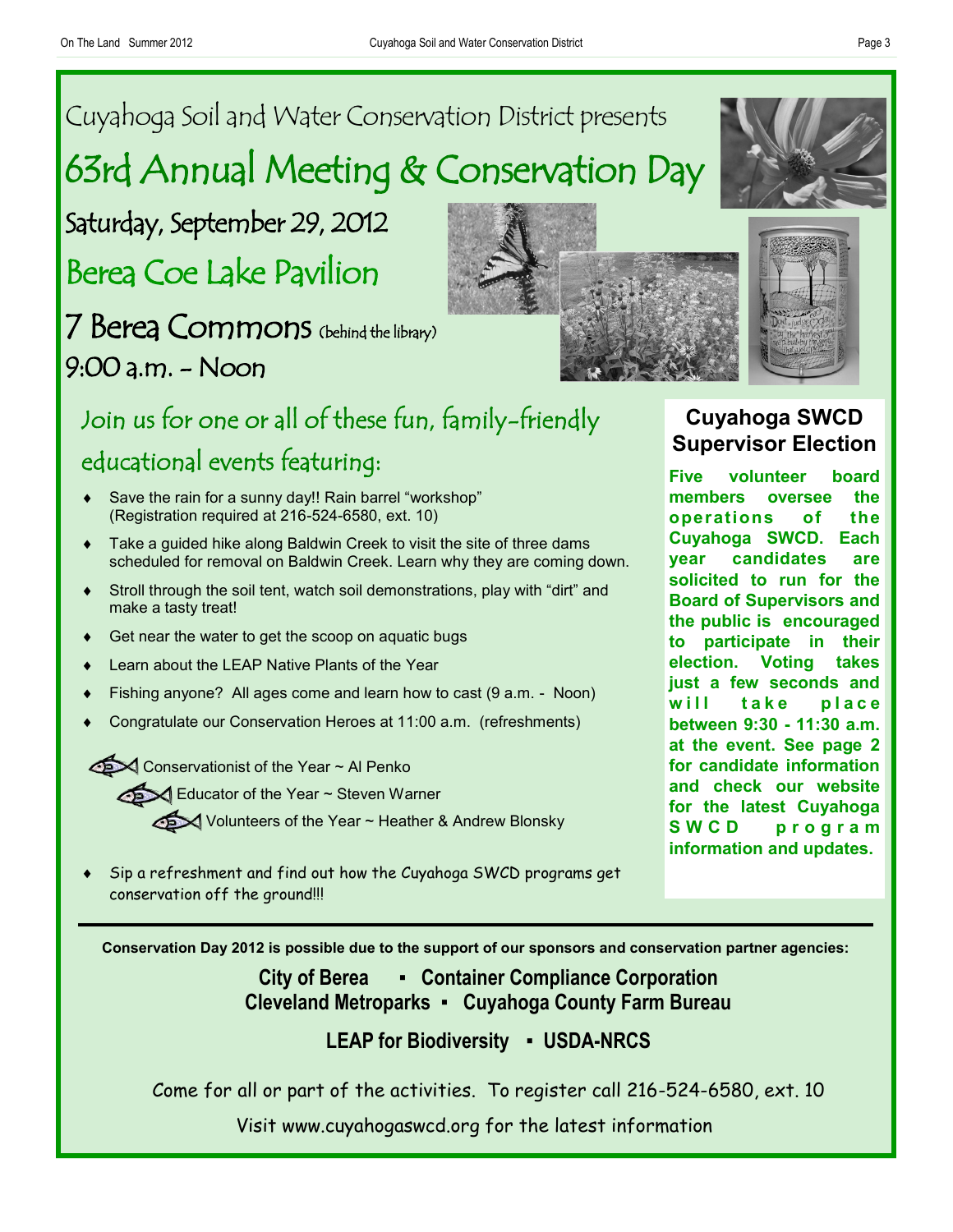Cuyahoga Soil and Water Conservation District presents

# 63rd Annual Meeting & Conservation Day

## Saturday, September 29, 2012

## Berea Coe Lake Pavilion

## 7 Berea Commons (behind the library)

## 9:00 a.m. - Noon

### Join us for one or all of these fun, family-friendly educational events featuring:

- Save the rain for a sunny day!! Rain barrel "workshop" (Registration required at 216-524-6580, ext. 10)
- Take a guided hike along Baldwin Creek to visit the site of three dams scheduled for removal on Baldwin Creek. Learn why they are coming down.
- Stroll through the soil tent, watch soil demonstrations, play with "dirt" and make a tasty treat!
- Get near the water to get the scoop on aquatic bugs
- Learn about the LEAP Native Plants of the Year
- Fishing anyone? All ages come and learn how to cast (9 a.m. - Noon)
- Congratulate our Conservation Heroes at 11:00 a.m. (refreshments)

Conservationist of the Year ~ Al Penko

Educator of the Year ~ Steven Warner

Volunteers of the Year ~ Heather & Andrew Blonsky

- Sip a refreshment and find out how the Cuyahoga SWCD programs get conservation off the ground!!!

### Cuyahoga SWCD Supervisor Election

**Five volunteer board members oversee the operations of the Cuyahoga SWCD. Each year candidates are solicited to run for the Board of Supervisors and the public is encouraged to participate in their election. Voting takes just a few seconds and will take place between 9:30 - 11:30 a.m. at the event. See page 2 for candidate information and check our website for the latest Cuyahoga SWCD program information and updates.**

---

**Conservation Day 2012 is possible due to the support of our sponsors and conservation partner agencies:**

**City of Berea ▪ Container Compliance Corporation**
**Cleveland Metroparks ▪ Cuyahoga County Farm Bureau**

**LEAP for Biodiversity ▪ USDA-NRCS**

Come for all or part of the activities. To register call 216-524-6580, ext. 10

Visit www.cuyahogaswcd.org for the latest information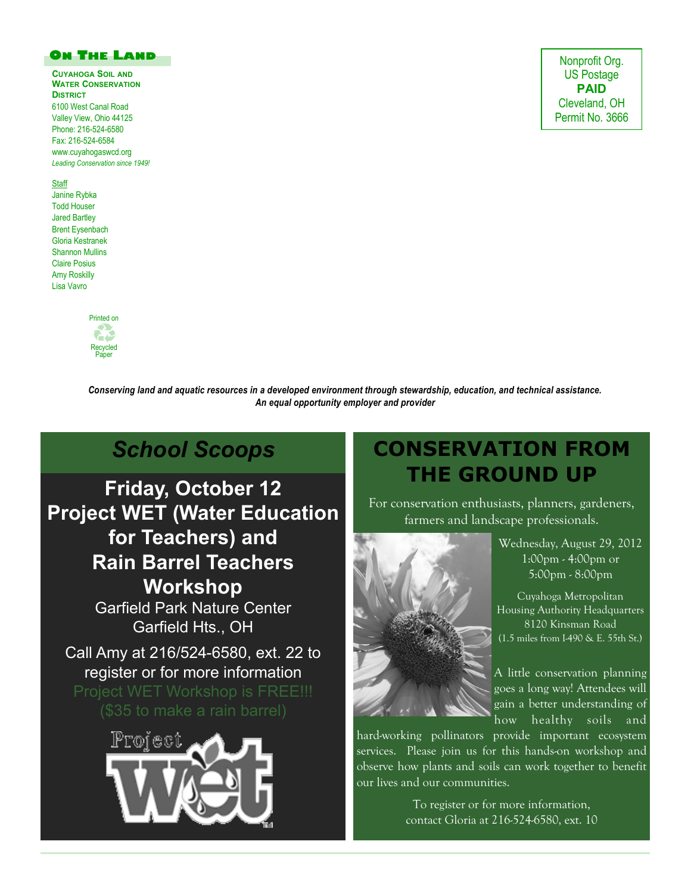## On The Land

**Cuyahoga Soil and Water Conservation District**
6100 West Canal Road
Valley View, Ohio 44125
Phone: 216-524-6580
Fax: 216-524-6584
www.cuyahogaswcd.org
*Leading Conservation since 1949!*

Staff
Janine Rybka
Todd Houser
Jared Bartley
Brent Eysenbach
Gloria Kestranek
Shannon Mullins
Claire Posius
Amy Roskilly
Lisa Vavro

Printed on Recycled Paper

Nonprofit Org.
US Postage
**PAID**
Cleveland, OH
Permit No. 3666

***Conserving land and aquatic resources in a developed environment through stewardship, education, and technical assistance.***
***An equal opportunity employer and provider***

## *School Scoops*

**Friday, October 12**
**Project WET (Water Education for Teachers) and Rain Barrel Teachers Workshop**

Garfield Park Nature Center
Garfield Hts., OH

Call Amy at 216/524-6580, ext. 22 to register or for more information

Project WET Workshop is FREE!!!
($35 to make a rain barrel)

## CONSERVATION FROM THE GROUND UP

For conservation enthusiasts, planners, gardeners, farmers and landscape professionals.

Wednesday, August 29, 2012
1:00pm - 4:00pm or
5:00pm - 8:00pm

Cuyahoga Metropolitan Housing Authority Headquarters
8120 Kinsman Road
(1.5 miles from I-490 & E. 55th St.)

A little conservation planning goes a long way! Attendees will gain a better understanding of how healthy soils and hard-working pollinators provide important ecosystem services. Please join us for this hands-on workshop and observe how plants and soils can work together to benefit our lives and our communities.

To register or for more information, contact Gloria at 216-524-6580, ext. 10